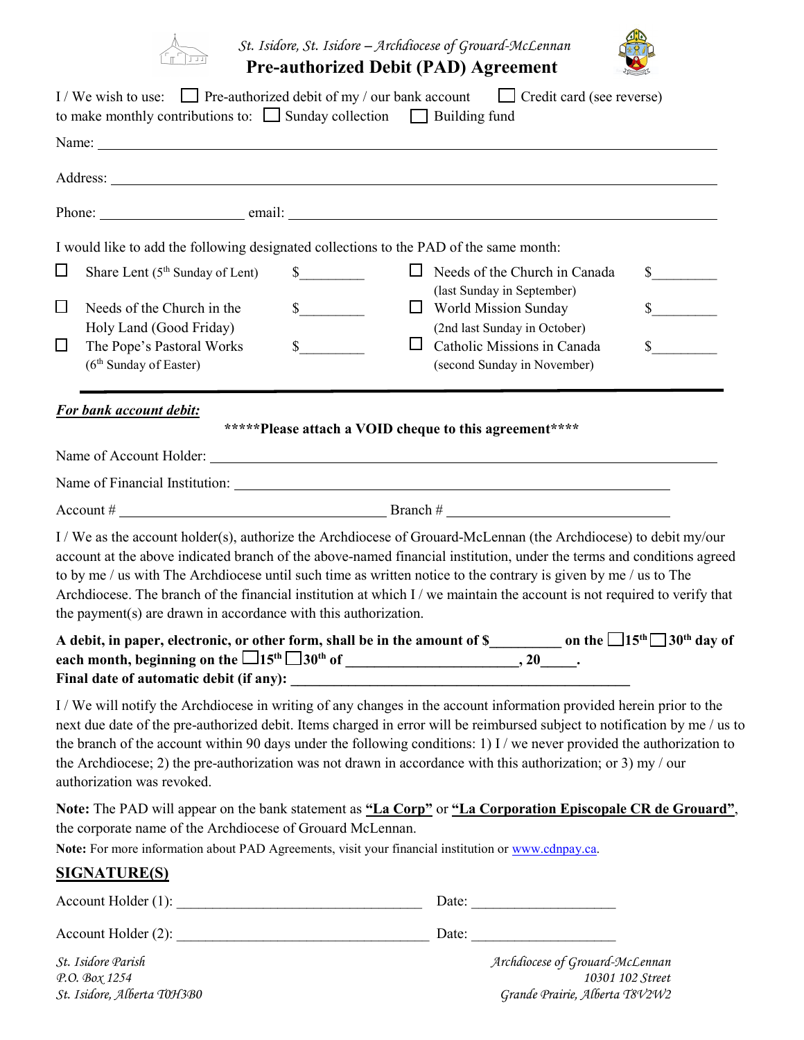*St. Isidore, St. Isidore – Archdiocese of Grouard-McLennan*

# Pre-authorized Debit (PAD) Agreement

I / We wish to use: ☐ Pre-authorized debit of my / our bank account ☐ Credit card (see reverse)
to make monthly contributions to: ☐ Sunday collection ☐ Building fund

Name: ______________________________________________

Address: ______________________________________________

Phone: ____________________ email: ______________________________

I would like to add the following designated collections to the PAD of the same month:

| | | | | | |
|---|---|---|---|---|---|
| ☐ | Share Lent (5th Sunday of Lent) | $_________ | ☐ | Needs of the Church in Canada (last Sunday in September) | $_________ |
| ☐ | Needs of the Church in the Holy Land (Good Friday) | $_________ | ☐ | World Mission Sunday (2nd last Sunday in October) | $_________ |
| ☐ | The Pope's Pastoral Works (6th Sunday of Easter) | $_________ | ☐ | Catholic Missions in Canada (second Sunday in November) | $_________ |

***For bank account debit:***

**\*\*\*\*\*Please attach a VOID cheque to this agreement\*\*\*\***

Name of Account Holder: ______________________________________________

Name of Financial Institution: ______________________________________________

Account # ______________________________ Branch # ______________________________

I / We as the account holder(s), authorize the Archdiocese of Grouard-McLennan (the Archdiocese) to debit my/our account at the above indicated branch of the above-named financial institution, under the terms and conditions agreed to by me / us with The Archdiocese until such time as written notice to the contrary is given by me / us to The Archdiocese. The branch of the financial institution at which I / we maintain the account is not required to verify that the payment(s) are drawn in accordance with this authorization.

**A debit, in paper, electronic, or other form, shall be in the amount of $__________ on the ☐15th ☐30th day of each month, beginning on the ☐15th ☐30th of ______________________, 20_____.**
**Final date of automatic debit (if any): ______________________________________________**

I / We will notify the Archdiocese in writing of any changes in the account information provided herein prior to the next due date of the pre-authorized debit. Items charged in error will be reimbursed subject to notification by me / us to the branch of the account within 90 days under the following conditions: 1) I / we never provided the authorization to the Archdiocese; 2) the pre-authorization was not drawn in accordance with this authorization; or 3) my / our authorization was revoked.

**Note:** The PAD will appear on the bank statement as **"La Corp"** or **"La Corporation Episcopale CR de Grouard"**, the corporate name of the Archdiocese of Grouard McLennan.

**Note:** For more information about PAD Agreements, visit your financial institution or www.cdnpay.ca.

## SIGNATURE(S)

Account Holder (1): ______________________________ Date: ____________________

Account Holder (2): ______________________________ Date: ____________________

*St. Isidore Parish*
*P.O. Box 1254*
*St. Isidore, Alberta T0H3B0*

*Archdiocese of Grouard-McLennan*
*10301 102 Street*
*Grande Prairie, Alberta T8V2W2*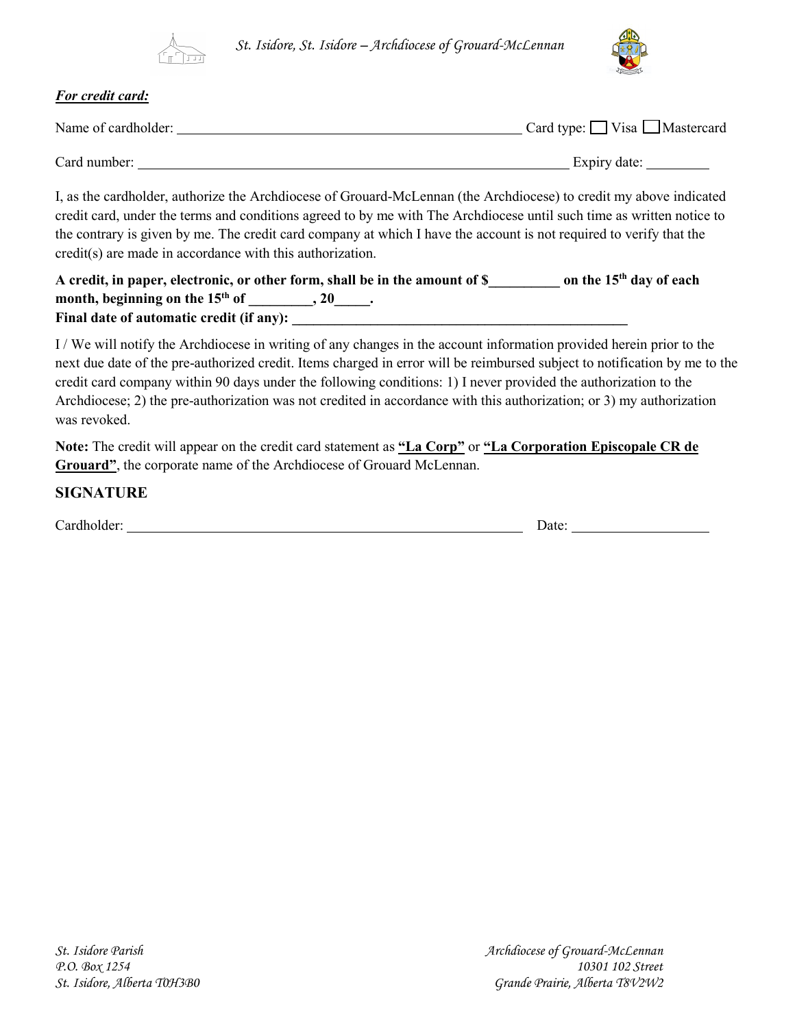***For credit card:***

Name of cardholder: ______________________________________________ Card type: ☐ Visa ☐ Mastercard

Card number: __________________________________________________________ Expiry date: _________

I, as the cardholder, authorize the Archdiocese of Grouard-McLennan (the Archdiocese) to credit my above indicated credit card, under the terms and conditions agreed to by me with The Archdiocese until such time as written notice to the contrary is given by me. The credit card company at which I have the account is not required to verify that the credit(s) are made in accordance with this authorization.

**A credit, in paper, electronic, or other form, shall be in the amount of $__________ on the 15th day of each month, beginning on the 15th of _________, 20_____.**
**Final date of automatic credit (if any): __________________________________________________**

I / We will notify the Archdiocese in writing of any changes in the account information provided herein prior to the next due date of the pre-authorized credit. Items charged in error will be reimbursed subject to notification by me to the credit card company within 90 days under the following conditions: 1) I never provided the authorization to the Archdiocese; 2) the pre-authorization was not credited in accordance with this authorization; or 3) my authorization was revoked.

**Note:** The credit will appear on the credit card statement as **"La Corp"** or **"La Corporation Episcopale CR de Grouard"**, the corporate name of the Archdiocese of Grouard McLennan.

## SIGNATURE

Cardholder: ______________________________________________ Date: ___________________

*St. Isidore Parish*
*P.O. Box 1254*
*St. Isidore, Alberta T0H3B0*

*Archdiocese of Grouard-McLennan*
*10301 102 Street*
*Grande Prairie, Alberta T8V2W2*